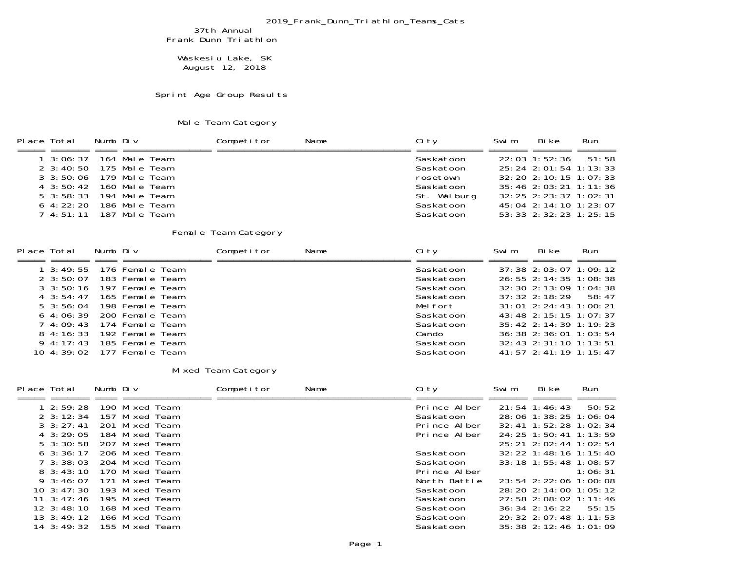2019_Frank_Dunn_Triathlon_Teams_Cats

# 37th Annual
# Frank Dunn Triathlon

Waskesiu Lake, SK
August 12, 2018

## Sprint Age Group Results

### Male Team Category

| Place | Total | Numb | Div | Competitor | Name | City | Swim | Bike | Run |
|---|---|---|---|---|---|---|---|---|---|
| 1 | 3:06:37 | 164 | Male Team | | | Saskatoon | 22:03 | 1:52:36 | 51:58 |
| 2 | 3:40:50 | 175 | Male Team | | | Saskatoon | 25:24 | 2:01:54 | 1:13:33 |
| 3 | 3:50:06 | 179 | Male Team | | | rosetown | 32:20 | 2:10:15 | 1:07:33 |
| 4 | 3:50:42 | 160 | Male Team | | | Saskatoon | 35:46 | 2:03:21 | 1:11:36 |
| 5 | 3:58:33 | 194 | Male Team | | | St. Walburg | 32:25 | 2:23:37 | 1:02:31 |
| 6 | 4:22:20 | 186 | Male Team | | | Saskatoon | 45:04 | 2:14:10 | 1:23:07 |
| 7 | 4:51:11 | 187 | Male Team | | | Saskatoon | 53:33 | 2:32:23 | 1:25:15 |

### Female Team Category

| Place | Total | Numb | Div | Competitor | Name | City | Swim | Bike | Run |
|---|---|---|---|---|---|---|---|---|---|
| 1 | 3:49:55 | 176 | Female Team | | | Saskatoon | 37:38 | 2:03:07 | 1:09:12 |
| 2 | 3:50:07 | 183 | Female Team | | | Saskatoon | 26:55 | 2:14:35 | 1:08:38 |
| 3 | 3:50:16 | 197 | Female Team | | | Saskatoon | 32:30 | 2:13:09 | 1:04:38 |
| 4 | 3:54:47 | 165 | Female Team | | | Saskatoon | 37:32 | 2:18:29 | 58:47 |
| 5 | 3:56:04 | 198 | Female Team | | | Melfort | 31:01 | 2:24:43 | 1:00:21 |
| 6 | 4:06:39 | 200 | Female Team | | | Saskatoon | 43:48 | 2:15:15 | 1:07:37 |
| 7 | 4:09:43 | 174 | Female Team | | | Saskatoon | 35:42 | 2:14:39 | 1:19:23 |
| 8 | 4:16:33 | 192 | Female Team | | | Cando | 36:38 | 2:36:01 | 1:03:54 |
| 9 | 4:17:43 | 185 | Female Team | | | Saskatoon | 32:43 | 2:31:10 | 1:13:51 |
| 10 | 4:39:02 | 177 | Female Team | | | Saskatoon | 41:57 | 2:41:19 | 1:15:47 |

### Mixed Team Category

| Place | Total | Numb | Div | Competitor | Name | City | Swim | Bike | Run |
|---|---|---|---|---|---|---|---|---|---|
| 1 | 2:59:28 | 190 | Mixed Team | | | Prince Alber | 21:54 | 1:46:43 | 50:52 |
| 2 | 3:12:34 | 157 | Mixed Team | | | Saskatoon | 28:06 | 1:38:25 | 1:06:04 |
| 3 | 3:27:41 | 201 | Mixed Team | | | Prince Alber | 32:41 | 1:52:28 | 1:02:34 |
| 4 | 3:29:05 | 184 | Mixed Team | | | Prince Alber | 24:25 | 1:50:41 | 1:13:59 |
| 5 | 3:30:58 | 207 | Mixed Team | | | | 25:21 | 2:02:44 | 1:02:54 |
| 6 | 3:36:17 | 206 | Mixed Team | | | Saskatoon | 32:22 | 1:48:16 | 1:15:40 |
| 7 | 3:38:03 | 204 | Mixed Team | | | Saskatoon | 33:18 | 1:55:48 | 1:08:57 |
| 8 | 3:43:10 | 170 | Mixed Team | | | Prince Alber | | | 1:06:31 |
| 9 | 3:46:07 | 171 | Mixed Team | | | North Battle | 23:54 | 2:22:06 | 1:00:08 |
| 10 | 3:47:30 | 193 | Mixed Team | | | Saskatoon | 28:20 | 2:14:00 | 1:05:12 |
| 11 | 3:47:46 | 195 | Mixed Team | | | Saskatoon | 27:58 | 2:08:02 | 1:11:46 |
| 12 | 3:48:10 | 168 | Mixed Team | | | Saskatoon | 36:34 | 2:16:22 | 55:15 |
| 13 | 3:49:12 | 166 | Mixed Team | | | Saskatoon | 29:32 | 2:07:48 | 1:11:53 |
| 14 | 3:49:32 | 155 | Mixed Team | | | Saskatoon | 35:38 | 2:12:46 | 1:01:09 |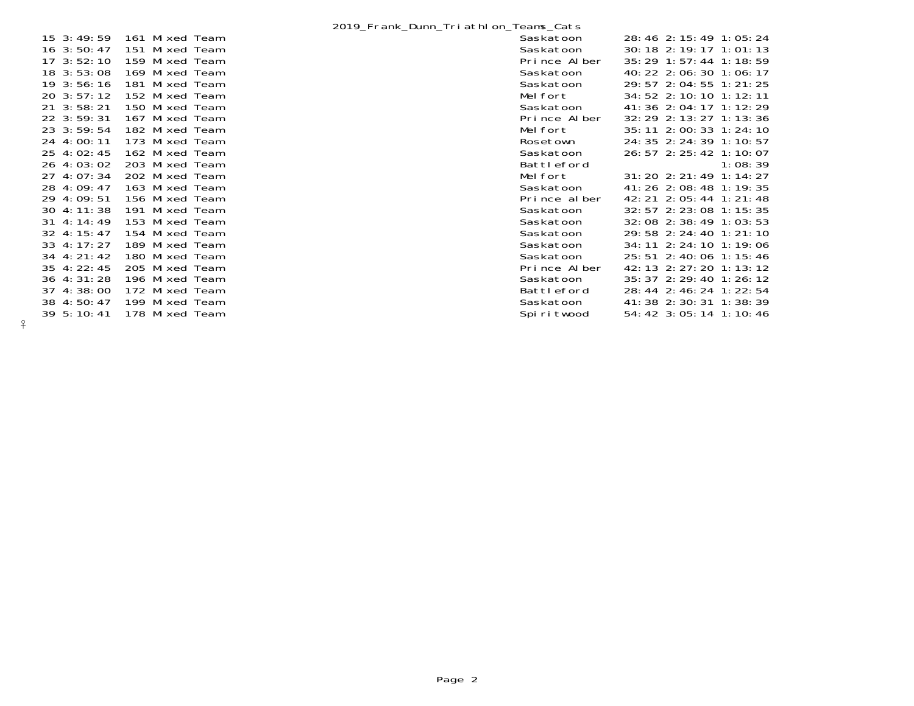| | | | | | | | |
|---|---|---|---|---|---|---|---|
| 15 | 3:49:59 | 161 | Mixed Team | Saskatoon | 28:46 | 2:15:49 | 1:05:24 |
| 16 | 3:50:47 | 151 | Mixed Team | Saskatoon | 30:18 | 2:19:17 | 1:01:13 |
| 17 | 3:52:10 | 159 | Mixed Team | Prince Alber | 35:29 | 1:57:44 | 1:18:59 |
| 18 | 3:53:08 | 169 | Mixed Team | Saskatoon | 40:22 | 2:06:30 | 1:06:17 |
| 19 | 3:56:16 | 181 | Mixed Team | Saskatoon | 29:57 | 2:04:55 | 1:21:25 |
| 20 | 3:57:12 | 152 | Mixed Team | Melfort | 34:52 | 2:10:10 | 1:12:11 |
| 21 | 3:58:21 | 150 | Mixed Team | Saskatoon | 41:36 | 2:04:17 | 1:12:29 |
| 22 | 3:59:31 | 167 | Mixed Team | Prince Alber | 32:29 | 2:13:27 | 1:13:36 |
| 23 | 3:59:54 | 182 | Mixed Team | Melfort | 35:11 | 2:00:33 | 1:24:10 |
| 24 | 4:00:11 | 173 | Mixed Team | Rosetown | 24:35 | 2:24:39 | 1:10:57 |
| 25 | 4:02:45 | 162 | Mixed Team | Saskatoon | 26:57 | 2:25:42 | 1:10:07 |
| 26 | 4:03:02 | 203 | Mixed Team | Battleford | | | 1:08:39 |
| 27 | 4:07:34 | 202 | Mixed Team | Melfort | 31:20 | 2:21:49 | 1:14:27 |
| 28 | 4:09:47 | 163 | Mixed Team | Saskatoon | 41:26 | 2:08:48 | 1:19:35 |
| 29 | 4:09:51 | 156 | Mixed Team | Prince alber | 42:21 | 2:05:44 | 1:21:48 |
| 30 | 4:11:38 | 191 | Mixed Team | Saskatoon | 32:57 | 2:23:08 | 1:15:35 |
| 31 | 4:14:49 | 153 | Mixed Team | Saskatoon | 32:08 | 2:38:49 | 1:03:53 |
| 32 | 4:15:47 | 154 | Mixed Team | Saskatoon | 29:58 | 2:24:40 | 1:21:10 |
| 33 | 4:17:27 | 189 | Mixed Team | Saskatoon | 34:11 | 2:24:10 | 1:19:06 |
| 34 | 4:21:42 | 180 | Mixed Team | Saskatoon | 25:51 | 2:40:06 | 1:15:46 |
| 35 | 4:22:45 | 205 | Mixed Team | Prince Alber | 42:13 | 2:27:20 | 1:13:12 |
| 36 | 4:31:28 | 196 | Mixed Team | Saskatoon | 35:37 | 2:29:40 | 1:26:12 |
| 37 | 4:38:00 | 172 | Mixed Team | Battleford | 28:44 | 2:46:24 | 1:22:54 |
| 38 | 4:50:47 | 199 | Mixed Team | Saskatoon | 41:38 | 2:30:31 | 1:38:39 |
| 39 | 5:10:41 | 178 | Mixed Team | Spiritwood | 54:42 | 3:05:14 | 1:10:46 |